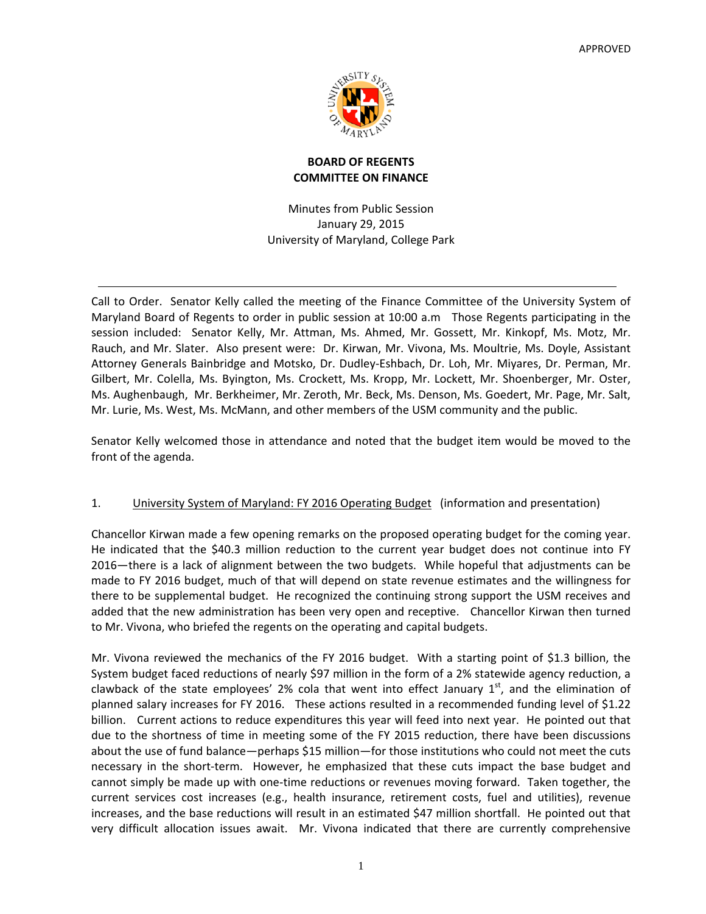APPROVED

**BOARD OF REGENTS**
**COMMITTEE ON FINANCE**

Minutes from Public Session
January 29, 2015
University of Maryland, College Park

---

Call to Order. Senator Kelly called the meeting of the Finance Committee of the University System of Maryland Board of Regents to order in public session at 10:00 a.m Those Regents participating in the session included: Senator Kelly, Mr. Attman, Ms. Ahmed, Mr. Gossett, Mr. Kinkopf, Ms. Motz, Mr. Rauch, and Mr. Slater. Also present were: Dr. Kirwan, Mr. Vivona, Ms. Moultrie, Ms. Doyle, Assistant Attorney Generals Bainbridge and Motsko, Dr. Dudley-Eshbach, Dr. Loh, Mr. Miyares, Dr. Perman, Mr. Gilbert, Mr. Colella, Ms. Byington, Ms. Crockett, Ms. Kropp, Mr. Lockett, Mr. Shoenberger, Mr. Oster, Ms. Aughenbaugh, Mr. Berkheimer, Mr. Zeroth, Mr. Beck, Ms. Denson, Ms. Goedert, Mr. Page, Mr. Salt, Mr. Lurie, Ms. West, Ms. McMann, and other members of the USM community and the public.

Senator Kelly welcomed those in attendance and noted that the budget item would be moved to the front of the agenda.

1. University System of Maryland: FY 2016 Operating Budget (information and presentation)

Chancellor Kirwan made a few opening remarks on the proposed operating budget for the coming year. He indicated that the $40.3 million reduction to the current year budget does not continue into FY 2016—there is a lack of alignment between the two budgets. While hopeful that adjustments can be made to FY 2016 budget, much of that will depend on state revenue estimates and the willingness for there to be supplemental budget. He recognized the continuing strong support the USM receives and added that the new administration has been very open and receptive. Chancellor Kirwan then turned to Mr. Vivona, who briefed the regents on the operating and capital budgets.

Mr. Vivona reviewed the mechanics of the FY 2016 budget. With a starting point of $1.3 billion, the System budget faced reductions of nearly $97 million in the form of a 2% statewide agency reduction, a clawback of the state employees' 2% cola that went into effect January 1st, and the elimination of planned salary increases for FY 2016. These actions resulted in a recommended funding level of $1.22 billion. Current actions to reduce expenditures this year will feed into next year. He pointed out that due to the shortness of time in meeting some of the FY 2015 reduction, there have been discussions about the use of fund balance—perhaps $15 million—for those institutions who could not meet the cuts necessary in the short-term. However, he emphasized that these cuts impact the base budget and cannot simply be made up with one-time reductions or revenues moving forward. Taken together, the current services cost increases (e.g., health insurance, retirement costs, fuel and utilities), revenue increases, and the base reductions will result in an estimated $47 million shortfall. He pointed out that very difficult allocation issues await. Mr. Vivona indicated that there are currently comprehensive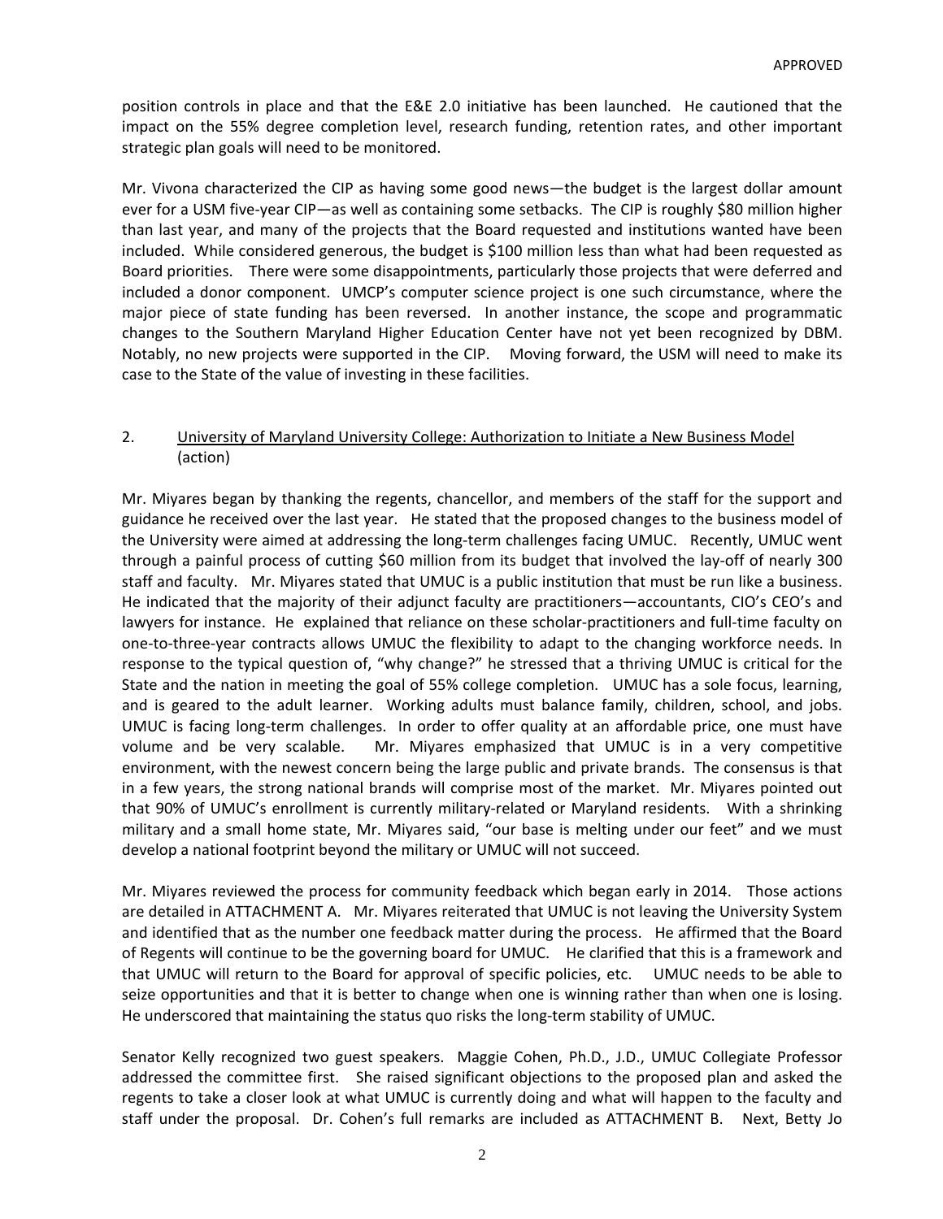position controls in place and that the E&E 2.0 initiative has been launched. He cautioned that the impact on the 55% degree completion level, research funding, retention rates, and other important strategic plan goals will need to be monitored.

Mr. Vivona characterized the CIP as having some good news—the budget is the largest dollar amount ever for a USM five-year CIP—as well as containing some setbacks. The CIP is roughly $80 million higher than last year, and many of the projects that the Board requested and institutions wanted have been included. While considered generous, the budget is $100 million less than what had been requested as Board priorities. There were some disappointments, particularly those projects that were deferred and included a donor component. UMCP's computer science project is one such circumstance, where the major piece of state funding has been reversed. In another instance, the scope and programmatic changes to the Southern Maryland Higher Education Center have not yet been recognized by DBM. Notably, no new projects were supported in the CIP. Moving forward, the USM will need to make its case to the State of the value of investing in these facilities.

2. University of Maryland University College: Authorization to Initiate a New Business Model (action)

Mr. Miyares began by thanking the regents, chancellor, and members of the staff for the support and guidance he received over the last year. He stated that the proposed changes to the business model of the University were aimed at addressing the long-term challenges facing UMUC. Recently, UMUC went through a painful process of cutting $60 million from its budget that involved the lay-off of nearly 300 staff and faculty. Mr. Miyares stated that UMUC is a public institution that must be run like a business. He indicated that the majority of their adjunct faculty are practitioners—accountants, CIO's CEO's and lawyers for instance. He explained that reliance on these scholar-practitioners and full-time faculty on one-to-three-year contracts allows UMUC the flexibility to adapt to the changing workforce needs. In response to the typical question of, "why change?" he stressed that a thriving UMUC is critical for the State and the nation in meeting the goal of 55% college completion. UMUC has a sole focus, learning, and is geared to the adult learner. Working adults must balance family, children, school, and jobs. UMUC is facing long-term challenges. In order to offer quality at an affordable price, one must have volume and be very scalable. Mr. Miyares emphasized that UMUC is in a very competitive environment, with the newest concern being the large public and private brands. The consensus is that in a few years, the strong national brands will comprise most of the market. Mr. Miyares pointed out that 90% of UMUC's enrollment is currently military-related or Maryland residents. With a shrinking military and a small home state, Mr. Miyares said, "our base is melting under our feet" and we must develop a national footprint beyond the military or UMUC will not succeed.

Mr. Miyares reviewed the process for community feedback which began early in 2014. Those actions are detailed in ATTACHMENT A. Mr. Miyares reiterated that UMUC is not leaving the University System and identified that as the number one feedback matter during the process. He affirmed that the Board of Regents will continue to be the governing board for UMUC. He clarified that this is a framework and that UMUC will return to the Board for approval of specific policies, etc. UMUC needs to be able to seize opportunities and that it is better to change when one is winning rather than when one is losing. He underscored that maintaining the status quo risks the long-term stability of UMUC.

Senator Kelly recognized two guest speakers. Maggie Cohen, Ph.D., J.D., UMUC Collegiate Professor addressed the committee first. She raised significant objections to the proposed plan and asked the regents to take a closer look at what UMUC is currently doing and what will happen to the faculty and staff under the proposal. Dr. Cohen's full remarks are included as ATTACHMENT B. Next, Betty Jo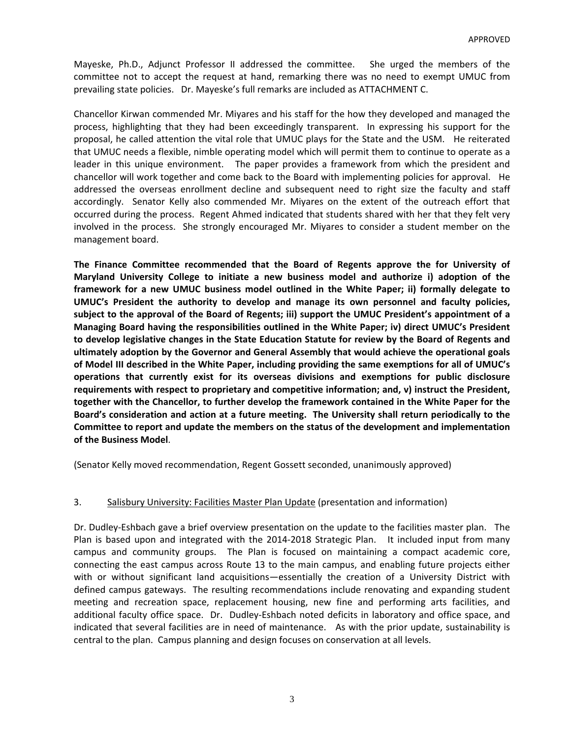Mayeske, Ph.D., Adjunct Professor II addressed the committee. She urged the members of the committee not to accept the request at hand, remarking there was no need to exempt UMUC from prevailing state policies. Dr. Mayeske's full remarks are included as ATTACHMENT C.

Chancellor Kirwan commended Mr. Miyares and his staff for the how they developed and managed the process, highlighting that they had been exceedingly transparent. In expressing his support for the proposal, he called attention the vital role that UMUC plays for the State and the USM. He reiterated that UMUC needs a flexible, nimble operating model which will permit them to continue to operate as a leader in this unique environment. The paper provides a framework from which the president and chancellor will work together and come back to the Board with implementing policies for approval. He addressed the overseas enrollment decline and subsequent need to right size the faculty and staff accordingly. Senator Kelly also commended Mr. Miyares on the extent of the outreach effort that occurred during the process. Regent Ahmed indicated that students shared with her that they felt very involved in the process. She strongly encouraged Mr. Miyares to consider a student member on the management board.

**The Finance Committee recommended that the Board of Regents approve the for University of Maryland University College to initiate a new business model and authorize i) adoption of the framework for a new UMUC business model outlined in the White Paper; ii) formally delegate to UMUC's President the authority to develop and manage its own personnel and faculty policies, subject to the approval of the Board of Regents; iii) support the UMUC President's appointment of a Managing Board having the responsibilities outlined in the White Paper; iv) direct UMUC's President to develop legislative changes in the State Education Statute for review by the Board of Regents and ultimately adoption by the Governor and General Assembly that would achieve the operational goals of Model III described in the White Paper, including providing the same exemptions for all of UMUC's operations that currently exist for its overseas divisions and exemptions for public disclosure requirements with respect to proprietary and competitive information; and, v) instruct the President, together with the Chancellor, to further develop the framework contained in the White Paper for the Board's consideration and action at a future meeting. The University shall return periodically to the Committee to report and update the members on the status of the development and implementation of the Business Model**.

(Senator Kelly moved recommendation, Regent Gossett seconded, unanimously approved)

3. Salisbury University: Facilities Master Plan Update (presentation and information)

Dr. Dudley-Eshbach gave a brief overview presentation on the update to the facilities master plan. The Plan is based upon and integrated with the 2014-2018 Strategic Plan. It included input from many campus and community groups. The Plan is focused on maintaining a compact academic core, connecting the east campus across Route 13 to the main campus, and enabling future projects either with or without significant land acquisitions—essentially the creation of a University District with defined campus gateways. The resulting recommendations include renovating and expanding student meeting and recreation space, replacement housing, new fine and performing arts facilities, and additional faculty office space. Dr. Dudley-Eshbach noted deficits in laboratory and office space, and indicated that several facilities are in need of maintenance. As with the prior update, sustainability is central to the plan. Campus planning and design focuses on conservation at all levels.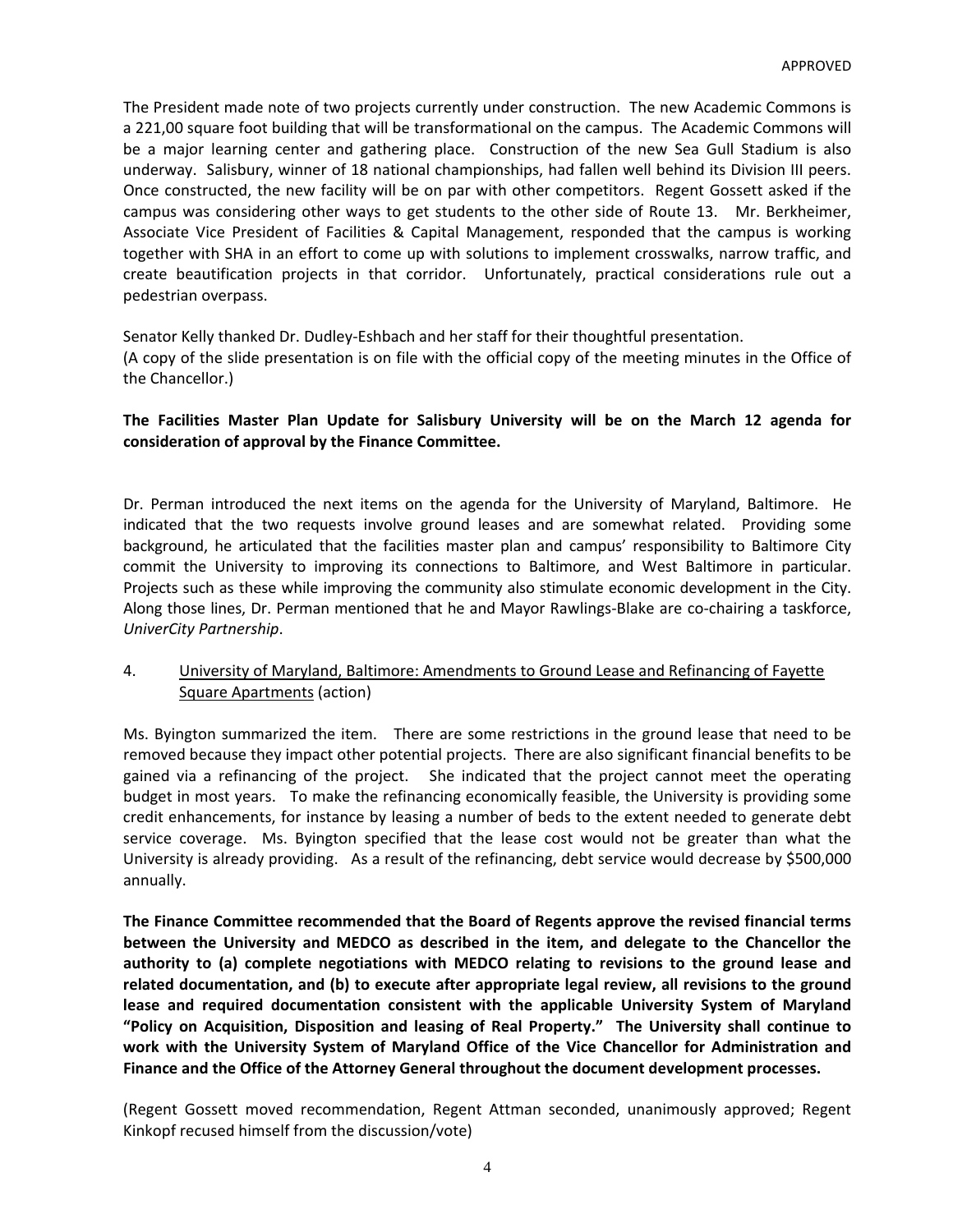The President made note of two projects currently under construction. The new Academic Commons is a 221,00 square foot building that will be transformational on the campus. The Academic Commons will be a major learning center and gathering place. Construction of the new Sea Gull Stadium is also underway. Salisbury, winner of 18 national championships, had fallen well behind its Division III peers. Once constructed, the new facility will be on par with other competitors. Regent Gossett asked if the campus was considering other ways to get students to the other side of Route 13. Mr. Berkheimer, Associate Vice President of Facilities & Capital Management, responded that the campus is working together with SHA in an effort to come up with solutions to implement crosswalks, narrow traffic, and create beautification projects in that corridor. Unfortunately, practical considerations rule out a pedestrian overpass.

Senator Kelly thanked Dr. Dudley-Eshbach and her staff for their thoughtful presentation.
(A copy of the slide presentation is on file with the official copy of the meeting minutes in the Office of the Chancellor.)

**The Facilities Master Plan Update for Salisbury University will be on the March 12 agenda for consideration of approval by the Finance Committee.**

Dr. Perman introduced the next items on the agenda for the University of Maryland, Baltimore. He indicated that the two requests involve ground leases and are somewhat related. Providing some background, he articulated that the facilities master plan and campus' responsibility to Baltimore City commit the University to improving its connections to Baltimore, and West Baltimore in particular. Projects such as these while improving the community also stimulate economic development in the City. Along those lines, Dr. Perman mentioned that he and Mayor Rawlings-Blake are co-chairing a taskforce, *UniverCity Partnership*.

4. University of Maryland, Baltimore: Amendments to Ground Lease and Refinancing of Fayette Square Apartments (action)

Ms. Byington summarized the item. There are some restrictions in the ground lease that need to be removed because they impact other potential projects. There are also significant financial benefits to be gained via a refinancing of the project. She indicated that the project cannot meet the operating budget in most years. To make the refinancing economically feasible, the University is providing some credit enhancements, for instance by leasing a number of beds to the extent needed to generate debt service coverage. Ms. Byington specified that the lease cost would not be greater than what the University is already providing. As a result of the refinancing, debt service would decrease by $500,000 annually.

**The Finance Committee recommended that the Board of Regents approve the revised financial terms between the University and MEDCO as described in the item, and delegate to the Chancellor the authority to (a) complete negotiations with MEDCO relating to revisions to the ground lease and related documentation, and (b) to execute after appropriate legal review, all revisions to the ground lease and required documentation consistent with the applicable University System of Maryland "Policy on Acquisition, Disposition and leasing of Real Property." The University shall continue to work with the University System of Maryland Office of the Vice Chancellor for Administration and Finance and the Office of the Attorney General throughout the document development processes.**

(Regent Gossett moved recommendation, Regent Attman seconded, unanimously approved; Regent Kinkopf recused himself from the discussion/vote)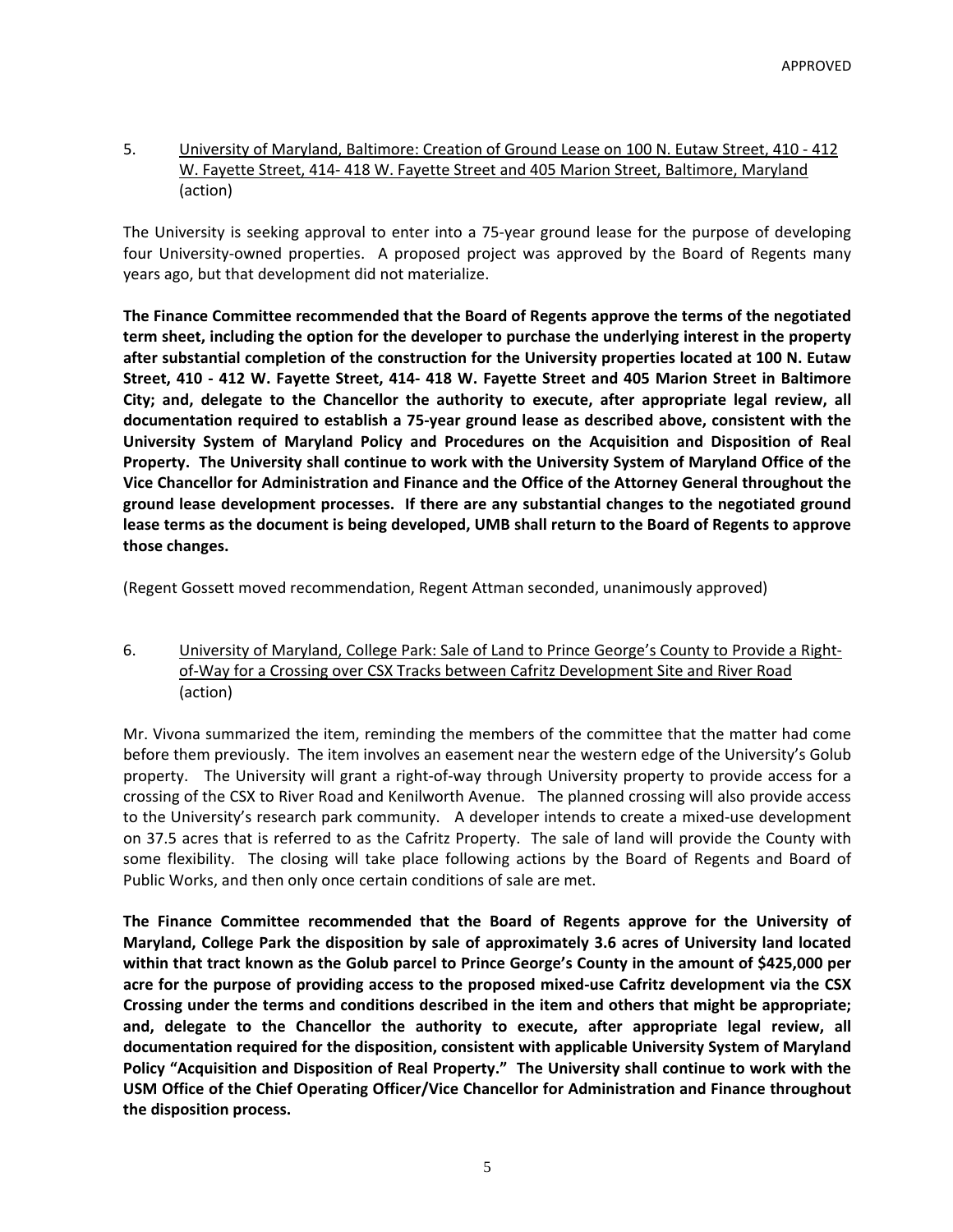5. <u>University of Maryland, Baltimore: Creation of Ground Lease on 100 N. Eutaw Street, 410 - 412 W. Fayette Street, 414- 418 W. Fayette Street and 405 Marion Street, Baltimore, Maryland</u> (action)

The University is seeking approval to enter into a 75-year ground lease for the purpose of developing four University-owned properties. A proposed project was approved by the Board of Regents many years ago, but that development did not materialize.

**The Finance Committee recommended that the Board of Regents approve the terms of the negotiated term sheet, including the option for the developer to purchase the underlying interest in the property after substantial completion of the construction for the University properties located at 100 N. Eutaw Street, 410 - 412 W. Fayette Street, 414- 418 W. Fayette Street and 405 Marion Street in Baltimore City; and, delegate to the Chancellor the authority to execute, after appropriate legal review, all documentation required to establish a 75-year ground lease as described above, consistent with the University System of Maryland Policy and Procedures on the Acquisition and Disposition of Real Property. The University shall continue to work with the University System of Maryland Office of the Vice Chancellor for Administration and Finance and the Office of the Attorney General throughout the ground lease development processes. If there are any substantial changes to the negotiated ground lease terms as the document is being developed, UMB shall return to the Board of Regents to approve those changes.**

(Regent Gossett moved recommendation, Regent Attman seconded, unanimously approved)

6. <u>University of Maryland, College Park: Sale of Land to Prince George's County to Provide a Right-of-Way for a Crossing over CSX Tracks between Cafritz Development Site and River Road</u> (action)

Mr. Vivona summarized the item, reminding the members of the committee that the matter had come before them previously. The item involves an easement near the western edge of the University's Golub property. The University will grant a right-of-way through University property to provide access for a crossing of the CSX to River Road and Kenilworth Avenue. The planned crossing will also provide access to the University's research park community. A developer intends to create a mixed-use development on 37.5 acres that is referred to as the Cafritz Property. The sale of land will provide the County with some flexibility. The closing will take place following actions by the Board of Regents and Board of Public Works, and then only once certain conditions of sale are met.

**The Finance Committee recommended that the Board of Regents approve for the University of Maryland, College Park the disposition by sale of approximately 3.6 acres of University land located within that tract known as the Golub parcel to Prince George's County in the amount of $425,000 per acre for the purpose of providing access to the proposed mixed-use Cafritz development via the CSX Crossing under the terms and conditions described in the item and others that might be appropriate; and, delegate to the Chancellor the authority to execute, after appropriate legal review, all documentation required for the disposition, consistent with applicable University System of Maryland Policy "Acquisition and Disposition of Real Property." The University shall continue to work with the USM Office of the Chief Operating Officer/Vice Chancellor for Administration and Finance throughout the disposition process.**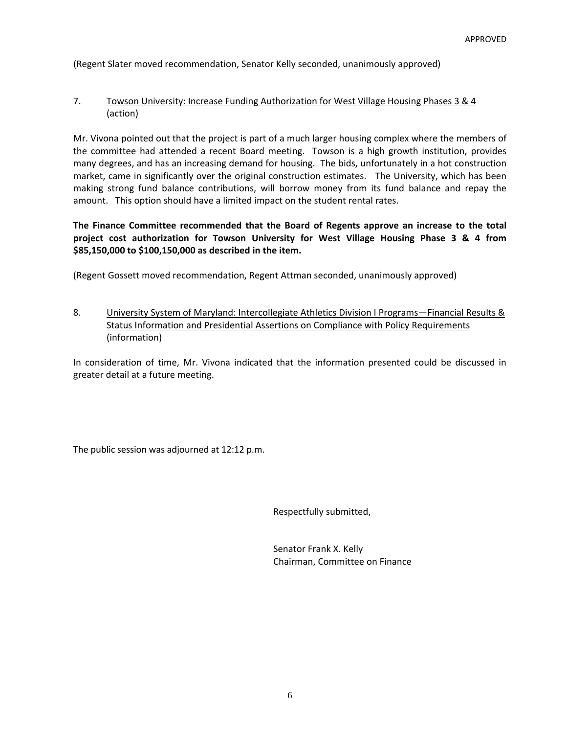(Regent Slater moved recommendation, Senator Kelly seconded, unanimously approved)

7. Towson University: Increase Funding Authorization for West Village Housing Phases 3 & 4 (action)

Mr. Vivona pointed out that the project is part of a much larger housing complex where the members of the committee had attended a recent Board meeting. Towson is a high growth institution, provides many degrees, and has an increasing demand for housing. The bids, unfortunately in a hot construction market, came in significantly over the original construction estimates. The University, which has been making strong fund balance contributions, will borrow money from its fund balance and repay the amount. This option should have a limited impact on the student rental rates.

**The Finance Committee recommended that the Board of Regents approve an increase to the total project cost authorization for Towson University for West Village Housing Phase 3 & 4 from $85,150,000 to $100,150,000 as described in the item.**

(Regent Gossett moved recommendation, Regent Attman seconded, unanimously approved)

8. University System of Maryland: Intercollegiate Athletics Division I Programs—Financial Results & Status Information and Presidential Assertions on Compliance with Policy Requirements (information)

In consideration of time, Mr. Vivona indicated that the information presented could be discussed in greater detail at a future meeting.

The public session was adjourned at 12:12 p.m.

Respectfully submitted,

Senator Frank X. Kelly
Chairman, Committee on Finance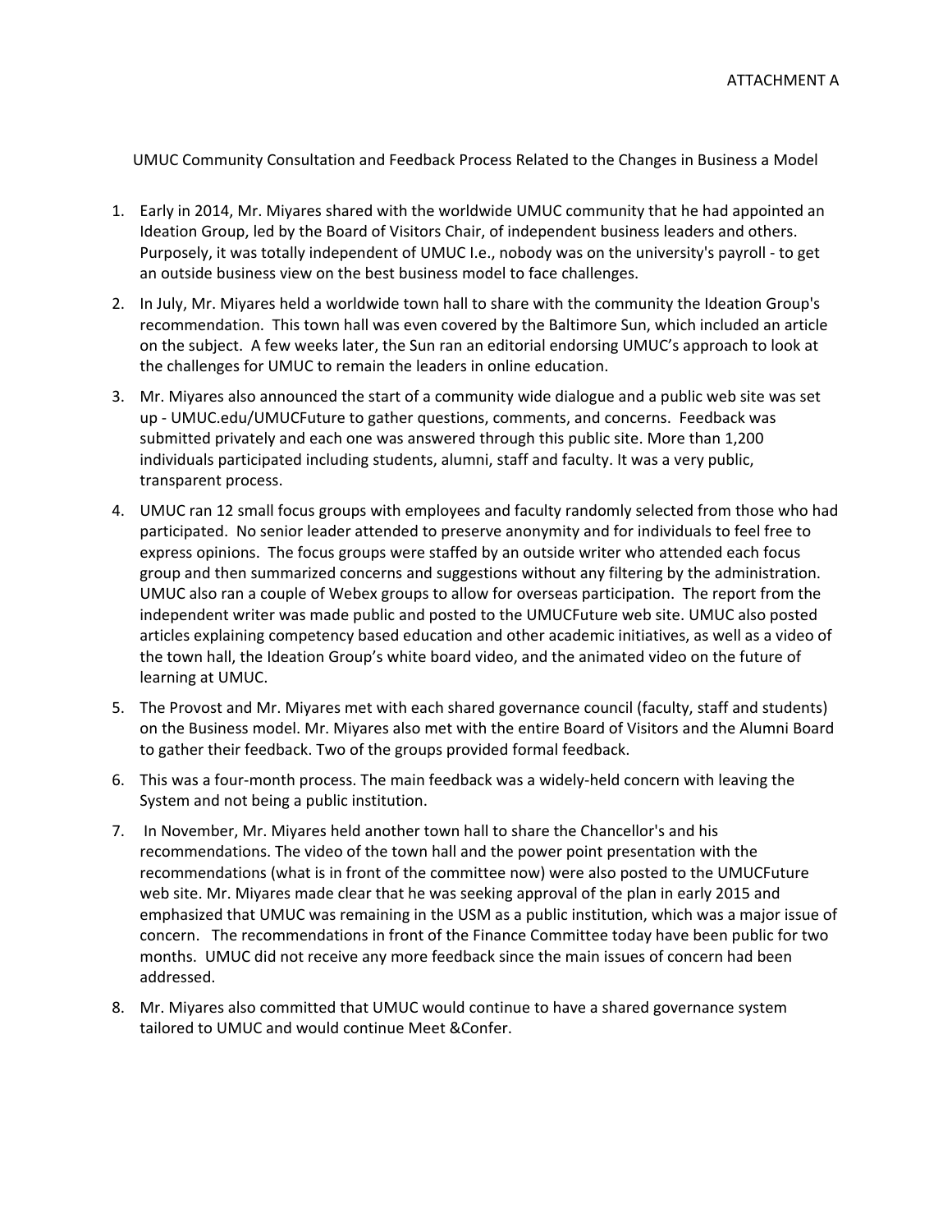ATTACHMENT A

UMUC Community Consultation and Feedback Process Related to the Changes in Business a Model

1. Early in 2014, Mr. Miyares shared with the worldwide UMUC community that he had appointed an Ideation Group, led by the Board of Visitors Chair, of independent business leaders and others. Purposely, it was totally independent of UMUC I.e., nobody was on the university's payroll - to get an outside business view on the best business model to face challenges.
2. In July, Mr. Miyares held a worldwide town hall to share with the community the Ideation Group's recommendation. This town hall was even covered by the Baltimore Sun, which included an article on the subject. A few weeks later, the Sun ran an editorial endorsing UMUC's approach to look at the challenges for UMUC to remain the leaders in online education.
3. Mr. Miyares also announced the start of a community wide dialogue and a public web site was set up - UMUC.edu/UMUCFuture to gather questions, comments, and concerns. Feedback was submitted privately and each one was answered through this public site. More than 1,200 individuals participated including students, alumni, staff and faculty. It was a very public, transparent process.
4. UMUC ran 12 small focus groups with employees and faculty randomly selected from those who had participated. No senior leader attended to preserve anonymity and for individuals to feel free to express opinions. The focus groups were staffed by an outside writer who attended each focus group and then summarized concerns and suggestions without any filtering by the administration. UMUC also ran a couple of Webex groups to allow for overseas participation. The report from the independent writer was made public and posted to the UMUCFuture web site. UMUC also posted articles explaining competency based education and other academic initiatives, as well as a video of the town hall, the Ideation Group's white board video, and the animated video on the future of learning at UMUC.
5. The Provost and Mr. Miyares met with each shared governance council (faculty, staff and students) on the Business model. Mr. Miyares also met with the entire Board of Visitors and the Alumni Board to gather their feedback. Two of the groups provided formal feedback.
6. This was a four-month process. The main feedback was a widely-held concern with leaving the System and not being a public institution.
7. In November, Mr. Miyares held another town hall to share the Chancellor's and his recommendations. The video of the town hall and the power point presentation with the recommendations (what is in front of the committee now) were also posted to the UMUCFuture web site. Mr. Miyares made clear that he was seeking approval of the plan in early 2015 and emphasized that UMUC was remaining in the USM as a public institution, which was a major issue of concern. The recommendations in front of the Finance Committee today have been public for two months. UMUC did not receive any more feedback since the main issues of concern had been addressed.
8. Mr. Miyares also committed that UMUC would continue to have a shared governance system tailored to UMUC and would continue Meet &Confer.